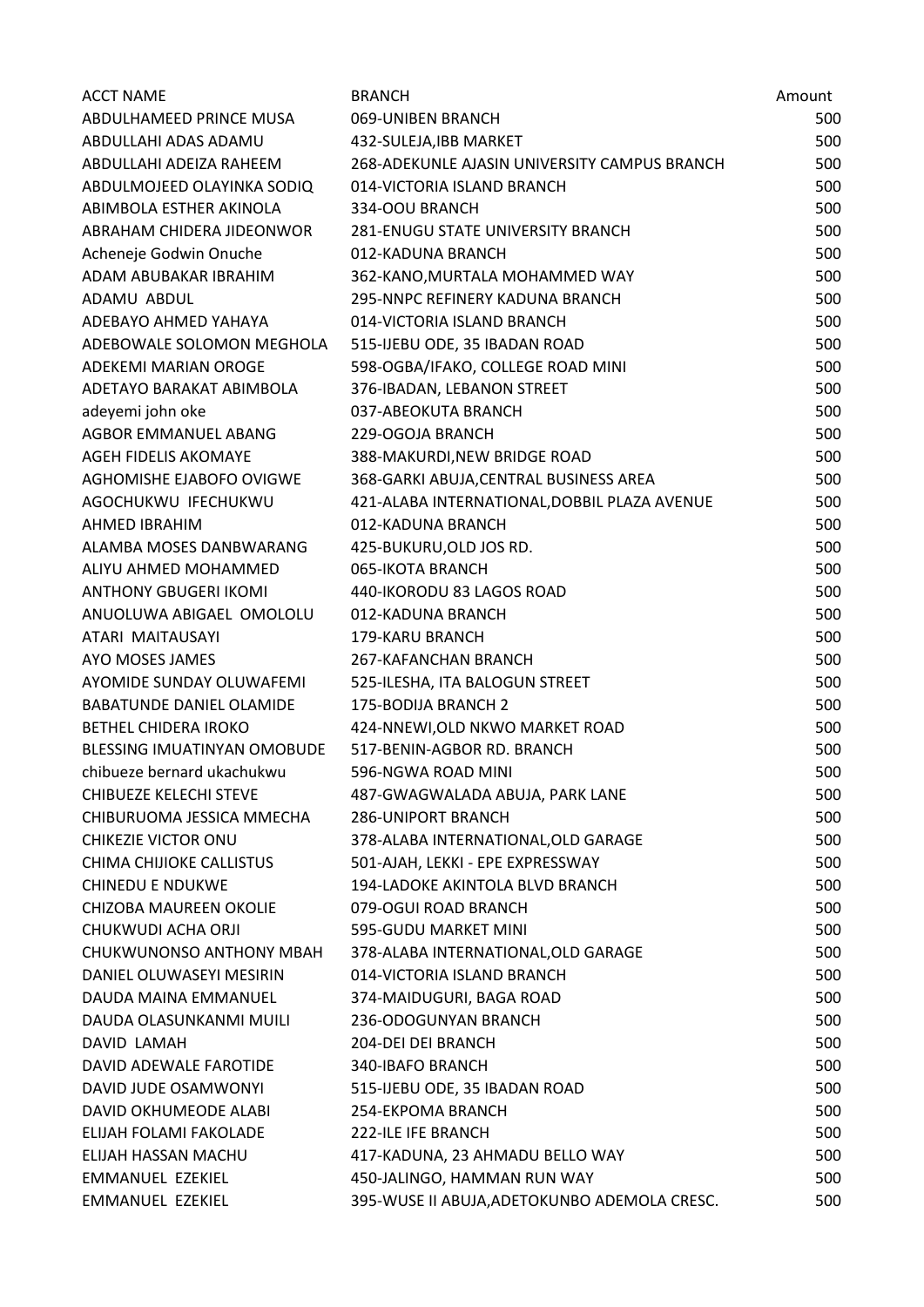| ACCT NAME | BRANCH | Amount |
|---|---|---|
| ABDULHAMEED PRINCE MUSA | 069-UNIBEN BRANCH | 500 |
| ABDULLAHI ADAS ADAMU | 432-SULEJA,IBB MARKET | 500 |
| ABDULLAHI ADEIZA RAHEEM | 268-ADEKUNLE AJASIN UNIVERSITY CAMPUS BRANCH | 500 |
| ABDULMOJEED OLAYINKA SODIQ | 014-VICTORIA ISLAND BRANCH | 500 |
| ABIMBOLA ESTHER AKINOLA | 334-OOU BRANCH | 500 |
| ABRAHAM CHIDERA JIDEONWOR | 281-ENUGU STATE UNIVERSITY BRANCH | 500 |
| Acheneje Godwin Onuche | 012-KADUNA BRANCH | 500 |
| ADAM ABUBAKAR IBRAHIM | 362-KANO,MURTALA MOHAMMED WAY | 500 |
| ADAMU ABDUL | 295-NNPC REFINERY KADUNA BRANCH | 500 |
| ADEBAYO AHMED YAHAYA | 014-VICTORIA ISLAND BRANCH | 500 |
| ADEBOWALE SOLOMON MEGHOLA | 515-IJEBU ODE, 35 IBADAN ROAD | 500 |
| ADEKEMI MARIAN OROGE | 598-OGBA/IFAKO, COLLEGE ROAD MINI | 500 |
| ADETAYO BARAKAT ABIMBOLA | 376-IBADAN, LEBANON STREET | 500 |
| adeyemi john oke | 037-ABEOKUTA BRANCH | 500 |
| AGBOR EMMANUEL ABANG | 229-OGOJA BRANCH | 500 |
| AGEH FIDELIS AKOMAYE | 388-MAKURDI,NEW BRIDGE ROAD | 500 |
| AGHOMISHE EJABOFO OVIGWE | 368-GARKI ABUJA,CENTRAL BUSINESS AREA | 500 |
| AGOCHUKWU IFECHUKWU | 421-ALABA INTERNATIONAL,DOBBIL PLAZA AVENUE | 500 |
| AHMED IBRAHIM | 012-KADUNA BRANCH | 500 |
| ALAMBA MOSES DANBWARANG | 425-BUKURU,OLD JOS RD. | 500 |
| ALIYU AHMED MOHAMMED | 065-IKOTA BRANCH | 500 |
| ANTHONY GBUGERI IKOMI | 440-IKORODU 83 LAGOS ROAD | 500 |
| ANUOLUWA ABIGAEL OMOLOLU | 012-KADUNA BRANCH | 500 |
| ATARI MAITAUSAYI | 179-KARU BRANCH | 500 |
| AYO MOSES JAMES | 267-KAFANCHAN BRANCH | 500 |
| AYOMIDE SUNDAY OLUWAFEMI | 525-ILESHA, ITA BALOGUN STREET | 500 |
| BABATUNDE DANIEL OLAMIDE | 175-BODIJA BRANCH 2 | 500 |
| BETHEL CHIDERA IROKO | 424-NNEWI,OLD NKWO MARKET ROAD | 500 |
| BLESSING IMUATINYAN OMOBUDE | 517-BENIN-AGBOR RD. BRANCH | 500 |
| chibueze bernard ukachukwu | 596-NGWA ROAD MINI | 500 |
| CHIBUEZE KELECHI STEVE | 487-GWAGWALADA ABUJA, PARK LANE | 500 |
| CHIBURUOMA JESSICA MMECHA | 286-UNIPORT BRANCH | 500 |
| CHIKEZIE VICTOR ONU | 378-ALABA INTERNATIONAL,OLD GARAGE | 500 |
| CHIMA CHIJIOKE CALLISTUS | 501-AJAH, LEKKI - EPE EXPRESSWAY | 500 |
| CHINEDU E NDUKWE | 194-LADOKE AKINTOLA BLVD BRANCH | 500 |
| CHIZOBA MAUREEN OKOLIE | 079-OGUI ROAD BRANCH | 500 |
| CHUKWUDI ACHA ORJI | 595-GUDU MARKET MINI | 500 |
| CHUKWUNONSO ANTHONY MBAH | 378-ALABA INTERNATIONAL,OLD GARAGE | 500 |
| DANIEL OLUWASEYI MESIRIN | 014-VICTORIA ISLAND BRANCH | 500 |
| DAUDA MAINA EMMANUEL | 374-MAIDUGURI, BAGA ROAD | 500 |
| DAUDA OLASUNKANMI MUILI | 236-ODOGUNYAN BRANCH | 500 |
| DAVID LAMAH | 204-DEI DEI BRANCH | 500 |
| DAVID ADEWALE FAROTIDE | 340-IBAFO BRANCH | 500 |
| DAVID JUDE OSAMWONYI | 515-IJEBU ODE, 35 IBADAN ROAD | 500 |
| DAVID OKHUMEODE ALABI | 254-EKPOMA BRANCH | 500 |
| ELIJAH FOLAMI FAKOLADE | 222-ILE IFE BRANCH | 500 |
| ELIJAH HASSAN MACHU | 417-KADUNA, 23 AHMADU BELLO WAY | 500 |
| EMMANUEL EZEKIEL | 450-JALINGO, HAMMAN RUN WAY | 500 |
| EMMANUEL EZEKIEL | 395-WUSE II ABUJA,ADETOKUNBO ADEMOLA CRESC. | 500 |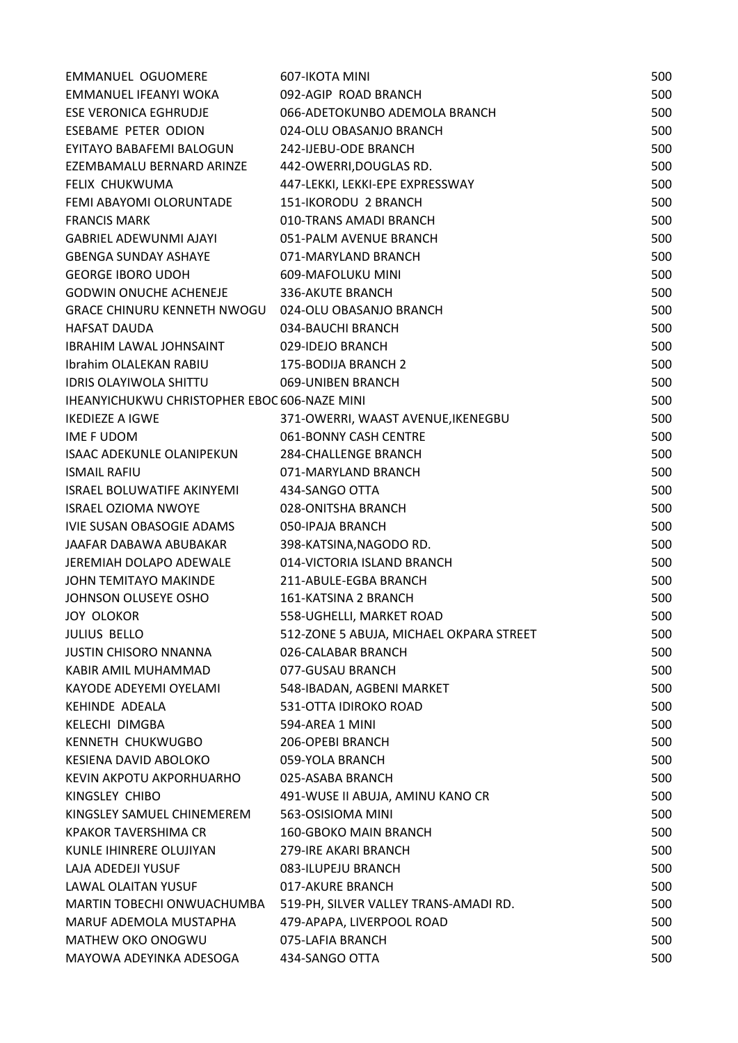| | | |
|---|---|---|
| EMMANUEL OGUOMERE | 607-IKOTA MINI | 500 |
| EMMANUEL IFEANYI WOKA | 092-AGIP ROAD BRANCH | 500 |
| ESE VERONICA EGHRUDJE | 066-ADETOKUNBO ADEMOLA BRANCH | 500 |
| ESEBAME PETER ODION | 024-OLU OBASANJO BRANCH | 500 |
| EYITAYO BABAFEMI BALOGUN | 242-IJEBU-ODE BRANCH | 500 |
| EZEMBAMALU BERNARD ARINZE | 442-OWERRI,DOUGLAS RD. | 500 |
| FELIX CHUKWUMA | 447-LEKKI, LEKKI-EPE EXPRESSWAY | 500 |
| FEMI ABAYOMI OLORUNTADE | 151-IKORODU 2 BRANCH | 500 |
| FRANCIS MARK | 010-TRANS AMADI BRANCH | 500 |
| GABRIEL ADEWUNMI AJAYI | 051-PALM AVENUE BRANCH | 500 |
| GBENGA SUNDAY ASHAYE | 071-MARYLAND BRANCH | 500 |
| GEORGE IBORO UDOH | 609-MAFOLUKU MINI | 500 |
| GODWIN ONUCHE ACHENEJE | 336-AKUTE BRANCH | 500 |
| GRACE CHINURU KENNETH NWOGU | 024-OLU OBASANJO BRANCH | 500 |
| HAFSAT DAUDA | 034-BAUCHI BRANCH | 500 |
| IBRAHIM LAWAL JOHNSAINT | 029-IDEJO BRANCH | 500 |
| Ibrahim OLALEKAN RABIU | 175-BODIJA BRANCH 2 | 500 |
| IDRIS OLAYIWOLA SHITTU | 069-UNIBEN BRANCH | 500 |
| IHEANYICHUKWU CHRISTOPHER EBOC | 606-NAZE MINI | 500 |
| IKEDIEZE A IGWE | 371-OWERRI, WAAST AVENUE,IKENEGBU | 500 |
| IME F UDOM | 061-BONNY CASH CENTRE | 500 |
| ISAAC ADEKUNLE OLANIPEKUN | 284-CHALLENGE BRANCH | 500 |
| ISMAIL RAFIU | 071-MARYLAND BRANCH | 500 |
| ISRAEL BOLUWATIFE AKINYEMI | 434-SANGO OTTA | 500 |
| ISRAEL OZIOMA NWOYE | 028-ONITSHA BRANCH | 500 |
| IVIE SUSAN OBASOGIE ADAMS | 050-IPAJA BRANCH | 500 |
| JAAFAR DABAWA ABUBAKAR | 398-KATSINA,NAGODO RD. | 500 |
| JEREMIAH DOLAPO ADEWALE | 014-VICTORIA ISLAND BRANCH | 500 |
| JOHN TEMITAYO MAKINDE | 211-ABULE-EGBA BRANCH | 500 |
| JOHNSON OLUSEYE OSHO | 161-KATSINA 2 BRANCH | 500 |
| JOY OLOKOR | 558-UGHELLI, MARKET ROAD | 500 |
| JULIUS BELLO | 512-ZONE 5 ABUJA, MICHAEL OKPARA STREET | 500 |
| JUSTIN CHISORO NNANNA | 026-CALABAR BRANCH | 500 |
| KABIR AMIL MUHAMMAD | 077-GUSAU BRANCH | 500 |
| KAYODE ADEYEMI OYELAMI | 548-IBADAN, AGBENI MARKET | 500 |
| KEHINDE ADEALA | 531-OTTA IDIROKO ROAD | 500 |
| KELECHI DIMGBA | 594-AREA 1 MINI | 500 |
| KENNETH CHUKWUGBO | 206-OPEBI BRANCH | 500 |
| KESIENA DAVID ABOLOKO | 059-YOLA BRANCH | 500 |
| KEVIN AKPOTU AKPORHUARHO | 025-ASABA BRANCH | 500 |
| KINGSLEY CHIBO | 491-WUSE II ABUJA, AMINU KANO CR | 500 |
| KINGSLEY SAMUEL CHINEMEREM | 563-OSISIOMA MINI | 500 |
| KPAKOR TAVERSHIMA CR | 160-GBOKO MAIN BRANCH | 500 |
| KUNLE IHINRERE OLUJIYAN | 279-IRE AKARI BRANCH | 500 |
| LAJA ADEDEJI YUSUF | 083-ILUPEJU BRANCH | 500 |
| LAWAL OLAITAN YUSUF | 017-AKURE BRANCH | 500 |
| MARTIN TOBECHI ONWUACHUMBA | 519-PH, SILVER VALLEY TRANS-AMADI RD. | 500 |
| MARUF ADEMOLA MUSTAPHA | 479-APAPA, LIVERPOOL ROAD | 500 |
| MATHEW OKO ONOGWU | 075-LAFIA BRANCH | 500 |
| MAYOWA ADEYINKA ADESOGA | 434-SANGO OTTA | 500 |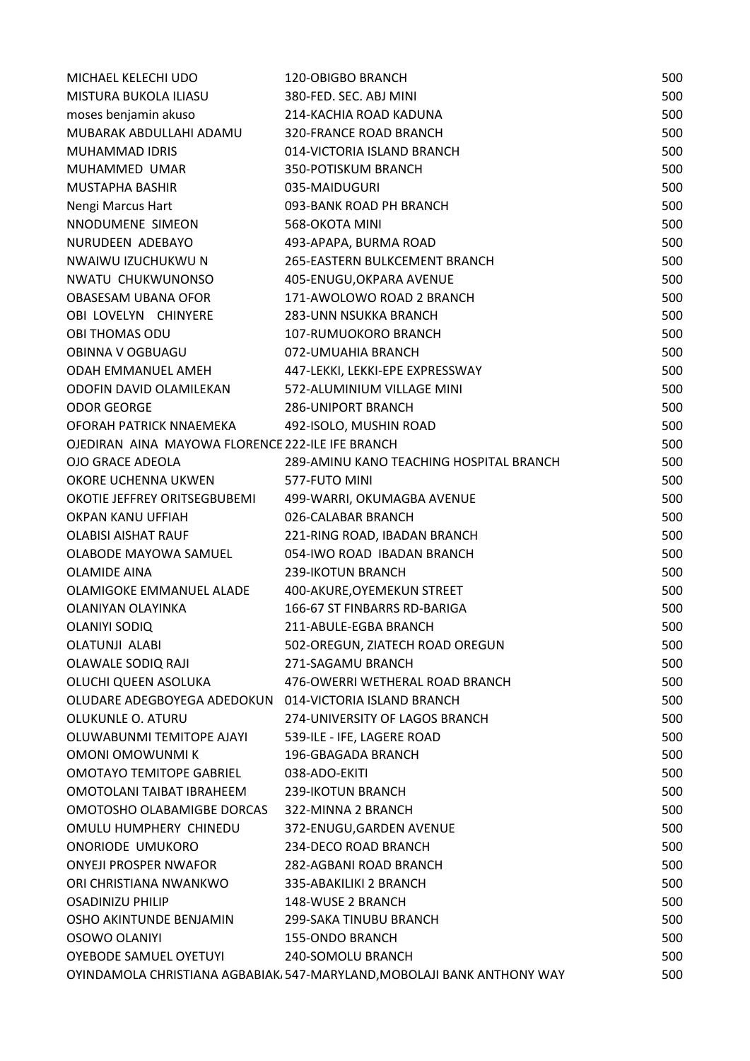| | | |
|---|---|---|
| MICHAEL KELECHI UDO | 120-OBIGBO BRANCH | 500 |
| MISTURA BUKOLA ILIASU | 380-FED. SEC. ABJ MINI | 500 |
| moses benjamin akuso | 214-KACHIA ROAD KADUNA | 500 |
| MUBARAK ABDULLAHI ADAMU | 320-FRANCE ROAD BRANCH | 500 |
| MUHAMMAD IDRIS | 014-VICTORIA ISLAND BRANCH | 500 |
| MUHAMMED UMAR | 350-POTISKUM BRANCH | 500 |
| MUSTAPHA BASHIR | 035-MAIDUGURI | 500 |
| Nengi Marcus Hart | 093-BANK ROAD PH BRANCH | 500 |
| NNODUMENE SIMEON | 568-OKOTA MINI | 500 |
| NURUDEEN ADEBAYO | 493-APAPA, BURMA ROAD | 500 |
| NWAIWU IZUCHUKWU N | 265-EASTERN BULKCEMENT BRANCH | 500 |
| NWATU CHUKWUNONSO | 405-ENUGU,OKPARA AVENUE | 500 |
| OBASESAM UBANA OFOR | 171-AWOLOWO ROAD 2 BRANCH | 500 |
| OBI LOVELYN CHINYERE | 283-UNN NSUKKA BRANCH | 500 |
| OBI THOMAS ODU | 107-RUMUOKORO BRANCH | 500 |
| OBINNA V OGBUAGU | 072-UMUAHIA BRANCH | 500 |
| ODAH EMMANUEL AMEH | 447-LEKKI, LEKKI-EPE EXPRESSWAY | 500 |
| ODOFIN DAVID OLAMILEKAN | 572-ALUMINIUM VILLAGE MINI | 500 |
| ODOR GEORGE | 286-UNIPORT BRANCH | 500 |
| OFORAH PATRICK NNAEMEKA | 492-ISOLO, MUSHIN ROAD | 500 |
| OJEDIRAN AINA MAYOWA FLORENCE | 222-ILE IFE BRANCH | 500 |
| OJO GRACE ADEOLA | 289-AMINU KANO TEACHING HOSPITAL BRANCH | 500 |
| OKORE UCHENNA UKWEN | 577-FUTO MINI | 500 |
| OKOTIE JEFFREY ORITSEGBUBEMI | 499-WARRI, OKUMAGBA AVENUE | 500 |
| OKPAN KANU UFFIAH | 026-CALABAR BRANCH | 500 |
| OLABISI AISHAT RAUF | 221-RING ROAD, IBADAN BRANCH | 500 |
| OLABODE MAYOWA SAMUEL | 054-IWO ROAD IBADAN BRANCH | 500 |
| OLAMIDE AINA | 239-IKOTUN BRANCH | 500 |
| OLAMIGOKE EMMANUEL ALADE | 400-AKURE,OYEMEKUN STREET | 500 |
| OLANIYAN OLAYINKA | 166-67 ST FINBARRS RD-BARIGA | 500 |
| OLANIYI SODIQ | 211-ABULE-EGBA BRANCH | 500 |
| OLATUNJI ALABI | 502-OREGUN, ZIATECH ROAD OREGUN | 500 |
| OLAWALE SODIQ RAJI | 271-SAGAMU BRANCH | 500 |
| OLUCHI QUEEN ASOLUKA | 476-OWERRI WETHERAL ROAD BRANCH | 500 |
| OLUDARE ADEGBOYEGA ADEDOKUN | 014-VICTORIA ISLAND BRANCH | 500 |
| OLUKUNLE O. ATURU | 274-UNIVERSITY OF LAGOS BRANCH | 500 |
| OLUWABUNMI TEMITOPE AJAYI | 539-ILE - IFE, LAGERE ROAD | 500 |
| OMONI OMOWUNMI K | 196-GBAGADA BRANCH | 500 |
| OMOTAYO TEMITOPE GABRIEL | 038-ADO-EKITI | 500 |
| OMOTOLANI TAIBAT IBRAHEEM | 239-IKOTUN BRANCH | 500 |
| OMOTOSHO OLABAMIGBE DORCAS | 322-MINNA 2 BRANCH | 500 |
| OMULU HUMPHERY CHINEDU | 372-ENUGU,GARDEN AVENUE | 500 |
| ONORIODE UMUKORO | 234-DECO ROAD BRANCH | 500 |
| ONYEJI PROSPER NWAFOR | 282-AGBANI ROAD BRANCH | 500 |
| ORI CHRISTIANA NWANKWO | 335-ABAKILIKI 2 BRANCH | 500 |
| OSADINIZU PHILIP | 148-WUSE 2 BRANCH | 500 |
| OSHO AKINTUNDE BENJAMIN | 299-SAKA TINUBU BRANCH | 500 |
| OSOWO OLANIYI | 155-ONDO BRANCH | 500 |
| OYEBODE SAMUEL OYETUYI | 240-SOMOLU BRANCH | 500 |
| OYINDAMOLA CHRISTIANA AGBABIAK | 547-MARYLAND,MOBOLAJI BANK ANTHONY WAY | 500 |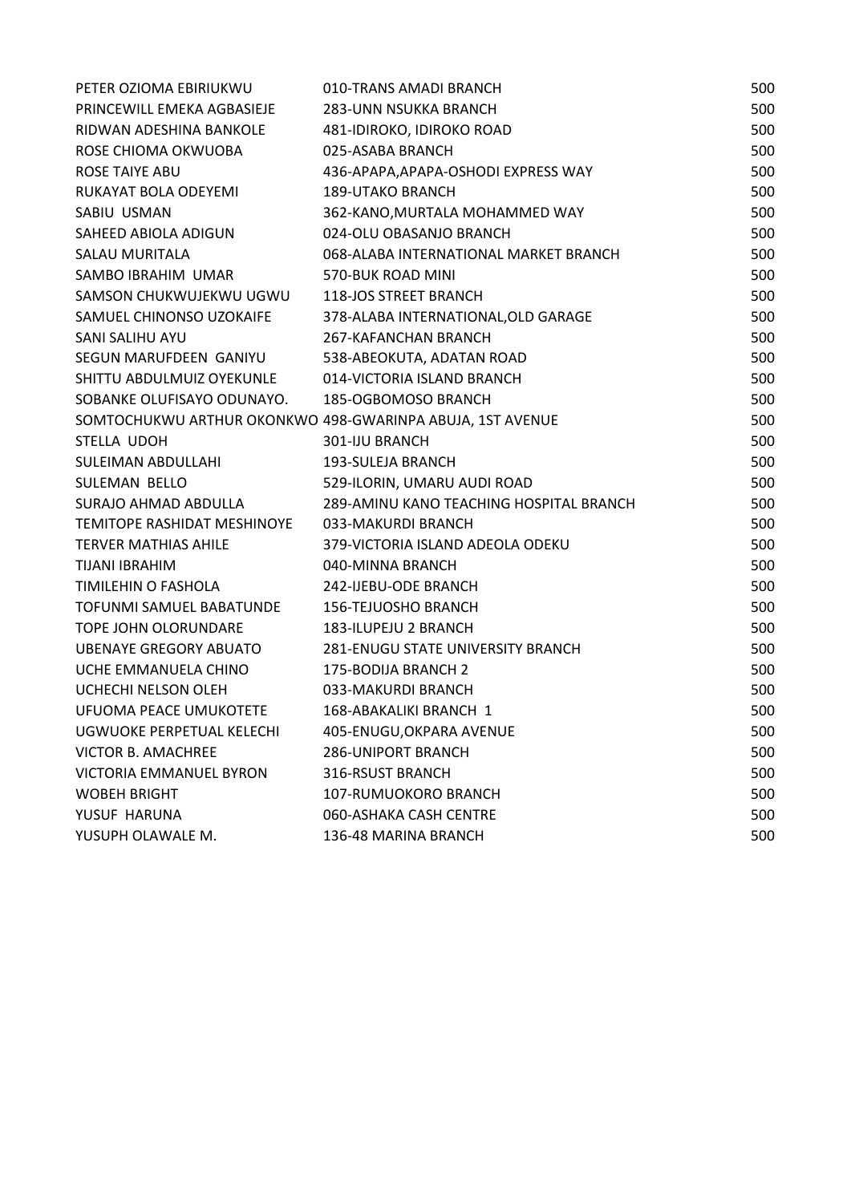| | | |
|---|---|---|
| PETER OZIOMA EBIRIUKWU | 010-TRANS AMADI BRANCH | 500 |
| PRINCEWILL EMEKA AGBASIEJE | 283-UNN NSUKKA BRANCH | 500 |
| RIDWAN ADESHINA BANKOLE | 481-IDIROKO, IDIROKO ROAD | 500 |
| ROSE CHIOMA OKWUOBA | 025-ASABA BRANCH | 500 |
| ROSE TAIYE ABU | 436-APAPA,APAPA-OSHODI EXPRESS WAY | 500 |
| RUKAYAT BOLA ODEYEMI | 189-UTAKO BRANCH | 500 |
| SABIU USMAN | 362-KANO,MURTALA MOHAMMED WAY | 500 |
| SAHEED ABIOLA ADIGUN | 024-OLU OBASANJO BRANCH | 500 |
| SALAU MURITALA | 068-ALABA INTERNATIONAL MARKET BRANCH | 500 |
| SAMBO IBRAHIM UMAR | 570-BUK ROAD MINI | 500 |
| SAMSON CHUKWUJEKWU UGWU | 118-JOS STREET BRANCH | 500 |
| SAMUEL CHINONSO UZOKAIFE | 378-ALABA INTERNATIONAL,OLD GARAGE | 500 |
| SANI SALIHU AYU | 267-KAFANCHAN BRANCH | 500 |
| SEGUN MARUFDEEN GANIYU | 538-ABEOKUTA, ADATAN ROAD | 500 |
| SHITTU ABDULMUIZ OYEKUNLE | 014-VICTORIA ISLAND BRANCH | 500 |
| SOBANKE OLUFISAYO ODUNAYO. | 185-OGBOMOSO BRANCH | 500 |
| SOMTOCHUKWU ARTHUR OKONKWO | 498-GWARINPA ABUJA, 1ST AVENUE | 500 |
| STELLA UDOH | 301-IJU BRANCH | 500 |
| SULEIMAN ABDULLAHI | 193-SULEJA BRANCH | 500 |
| SULEMAN BELLO | 529-ILORIN, UMARU AUDI ROAD | 500 |
| SURAJO AHMAD ABDULLA | 289-AMINU KANO TEACHING HOSPITAL BRANCH | 500 |
| TEMITOPE RASHIDAT MESHINOYE | 033-MAKURDI BRANCH | 500 |
| TERVER MATHIAS AHILE | 379-VICTORIA ISLAND ADEOLA ODEKU | 500 |
| TIJANI IBRAHIM | 040-MINNA BRANCH | 500 |
| TIMILEHIN O FASHOLA | 242-IJEBU-ODE BRANCH | 500 |
| TOFUNMI SAMUEL BABATUNDE | 156-TEJUOSHO BRANCH | 500 |
| TOPE JOHN OLORUNDARE | 183-ILUPEJU 2 BRANCH | 500 |
| UBENAYE GREGORY ABUATO | 281-ENUGU STATE UNIVERSITY BRANCH | 500 |
| UCHE EMMANUELA CHINO | 175-BODIJA BRANCH 2 | 500 |
| UCHECHI NELSON OLEH | 033-MAKURDI BRANCH | 500 |
| UFUOMA PEACE UMUKOTETE | 168-ABAKALIKI BRANCH 1 | 500 |
| UGWUOKE PERPETUAL KELECHI | 405-ENUGU,OKPARA AVENUE | 500 |
| VICTOR B. AMACHREE | 286-UNIPORT BRANCH | 500 |
| VICTORIA EMMANUEL BYRON | 316-RSUST BRANCH | 500 |
| WOBEH BRIGHT | 107-RUMUOKORO BRANCH | 500 |
| YUSUF HARUNA | 060-ASHAKA CASH CENTRE | 500 |
| YUSUPH OLAWALE M. | 136-48 MARINA BRANCH | 500 |